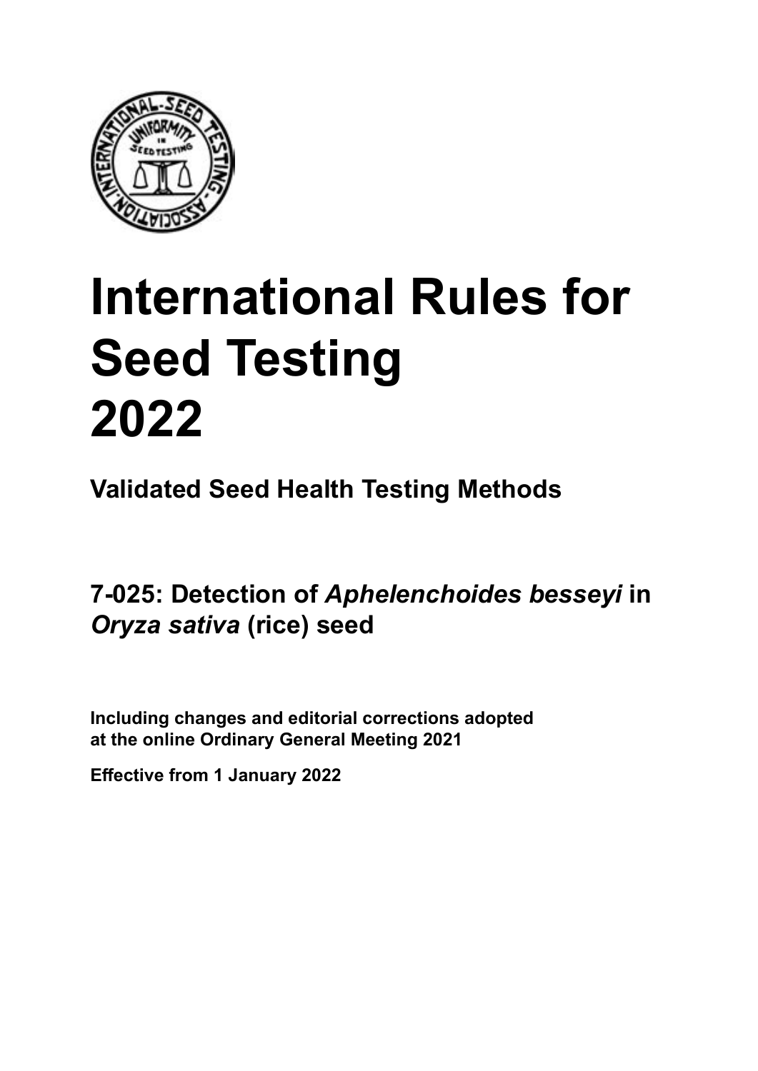# International Rules for Seed Testing 2022

## Validated Seed Health Testing Methods

## 7-025: Detection of *Aphelenchoides besseyi* in *Oryza sativa* (rice) seed

**Including changes and editorial corrections adopted at the online Ordinary General Meeting 2021**

**Effective from 1 January 2022**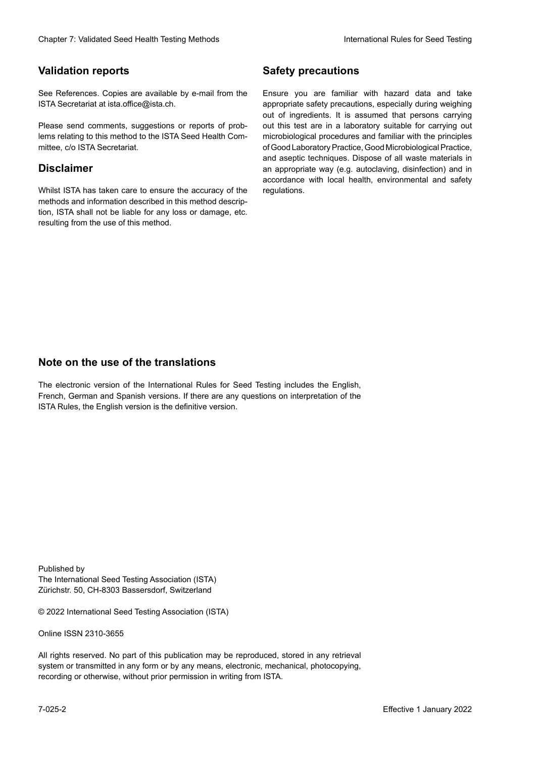## Validation reports

See References. Copies are available by e-mail from the ISTA Secretariat at ista.office@ista.ch.

Please send comments, suggestions or reports of problems relating to this method to the ISTA Seed Health Committee, c/o ISTA Secretariat.

## Disclaimer

Whilst ISTA has taken care to ensure the accuracy of the methods and information described in this method description, ISTA shall not be liable for any loss or damage, etc. resulting from the use of this method.

## Safety precautions

Ensure you are familiar with hazard data and take appropriate safety precautions, especially during weighing out of ingredients. It is assumed that persons carrying out this test are in a laboratory suitable for carrying out microbiological procedures and familiar with the principles of Good Laboratory Practice, Good Microbiological Practice, and aseptic techniques. Dispose of all waste materials in an appropriate way (e.g. autoclaving, disinfection) and in accordance with local health, environmental and safety regulations.

## Note on the use of the translations

The electronic version of the International Rules for Seed Testing includes the English, French, German and Spanish versions. If there are any questions on interpretation of the ISTA Rules, the English version is the definitive version.

Published by
The International Seed Testing Association (ISTA)
Zürichstr. 50, CH-8303 Bassersdorf, Switzerland

© 2022 International Seed Testing Association (ISTA)

Online ISSN 2310-3655

All rights reserved. No part of this publication may be reproduced, stored in any retrieval system or transmitted in any form or by any means, electronic, mechanical, photocopying, recording or otherwise, without prior permission in writing from ISTA.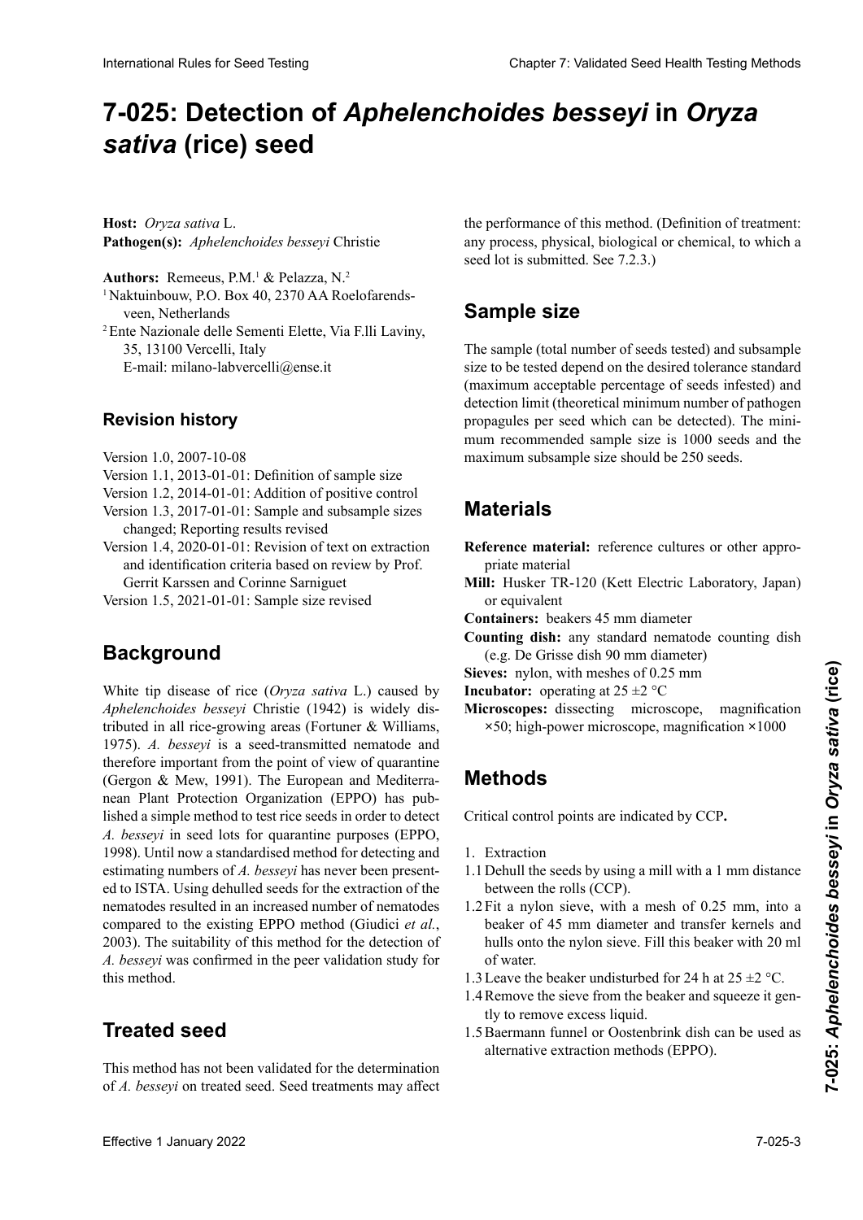# 7-025: Detection of *Aphelenchoides besseyi* in *Oryza sativa* (rice) seed

**Host:** *Oryza sativa* L.
**Pathogen(s):** *Aphelenchoides besseyi* Christie

**Authors:** Remeeus, P.M.[1] & Pelazza, N.[2]

[1] Naktuinbouw, P.O. Box 40, 2370 AA Roelofarendsveen, Netherlands

[2] Ente Nazionale delle Sementi Elette, Via F.lli Laviny, 35, 13100 Vercelli, Italy
E-mail: milano-labvercelli@ense.it

## Revision history

Version 1.0, 2007-10-08
Version 1.1, 2013-01-01: Definition of sample size
Version 1.2, 2014-01-01: Addition of positive control
Version 1.3, 2017-01-01: Sample and subsample sizes changed; Reporting results revised
Version 1.4, 2020-01-01: Revision of text on extraction and identification criteria based on review by Prof. Gerrit Karssen and Corinne Sarniguet
Version 1.5, 2021-01-01: Sample size revised

## Background

White tip disease of rice (*Oryza sativa* L.) caused by *Aphelenchoides besseyi* Christie (1942) is widely distributed in all rice-growing areas (Fortuner & Williams, 1975). *A. besseyi* is a seed-transmitted nematode and therefore important from the point of view of quarantine (Gergon & Mew, 1991). The European and Mediterranean Plant Protection Organization (EPPO) has published a simple method to test rice seeds in order to detect *A. besseyi* in seed lots for quarantine purposes (EPPO, 1998). Until now a standardised method for detecting and estimating numbers of *A. besseyi* has never been presented to ISTA. Using dehulled seeds for the extraction of the nematodes resulted in an increased number of nematodes compared to the existing EPPO method (Giudici *et al.*, 2003). The suitability of this method for the detection of *A. besseyi* was confirmed in the peer validation study for this method.

## Treated seed

This method has not been validated for the determination of *A. besseyi* on treated seed. Seed treatments may affect the performance of this method. (Definition of treatment: any process, physical, biological or chemical, to which a seed lot is submitted. See 7.2.3.)

## Sample size

The sample (total number of seeds tested) and subsample size to be tested depend on the desired tolerance standard (maximum acceptable percentage of seeds infested) and detection limit (theoretical minimum number of pathogen propagules per seed which can be detected). The minimum recommended sample size is 1000 seeds and the maximum subsample size should be 250 seeds.

## Materials

**Reference material:** reference cultures or other appropriate material

**Mill:** Husker TR-120 (Kett Electric Laboratory, Japan) or equivalent

**Containers:** beakers 45 mm diameter

**Counting dish:** any standard nematode counting dish (e.g. De Grisse dish 90 mm diameter)

**Sieves:** nylon, with meshes of 0.25 mm

**Incubator:** operating at 25 ±2 °C

**Microscopes:** dissecting microscope, magnification ×50; high-power microscope, magnification ×1000

## Methods

Critical control points are indicated by CCP**.**

1. Extraction

1.1 Dehull the seeds by using a mill with a 1 mm distance between the rolls (CCP).

1.2 Fit a nylon sieve, with a mesh of 0.25 mm, into a beaker of 45 mm diameter and transfer kernels and hulls onto the nylon sieve. Fill this beaker with 20 ml of water.

1.3 Leave the beaker undisturbed for 24 h at 25 ±2 °C.

1.4 Remove the sieve from the beaker and squeeze it gently to remove excess liquid.

1.5 Baermann funnel or Oostenbrink dish can be used as alternative extraction methods (EPPO).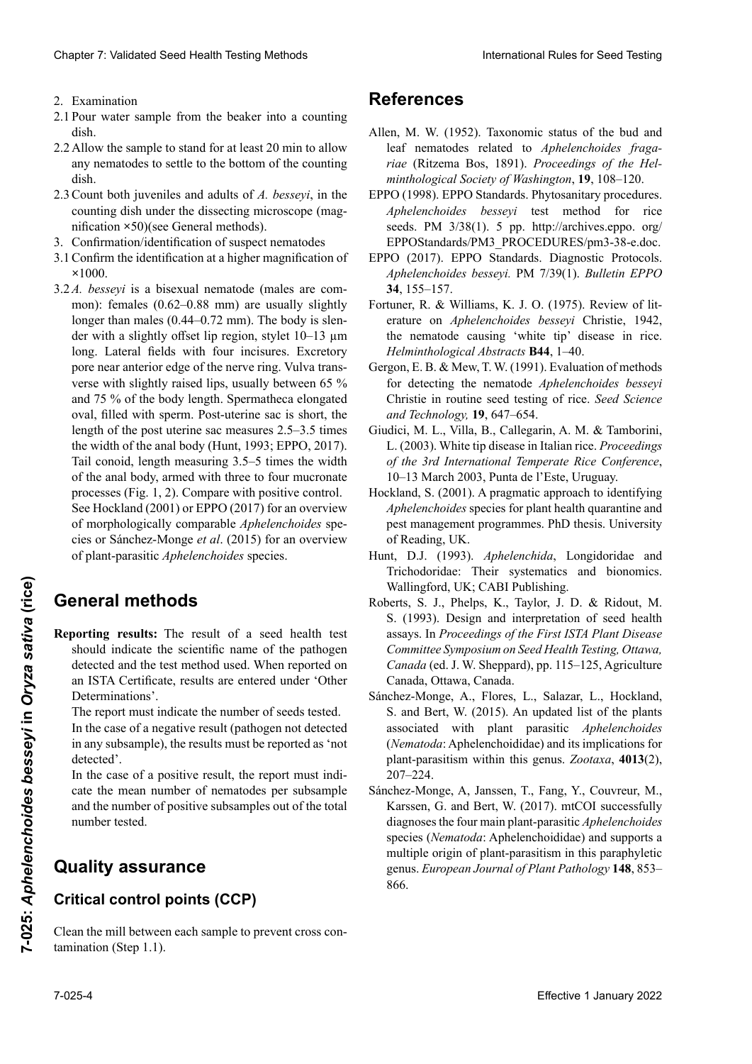2. Examination

2.1 Pour water sample from the beaker into a counting dish.

2.2 Allow the sample to stand for at least 20 min to allow any nematodes to settle to the bottom of the counting dish.

2.3 Count both juveniles and adults of *A. besseyi*, in the counting dish under the dissecting microscope (magnification ×50)(see General methods).

3. Confirmation/identification of suspect nematodes

3.1 Confirm the identification at a higher magnification of ×1000.

3.2 *A. besseyi* is a bisexual nematode (males are common): females (0.62–0.88 mm) are usually slightly longer than males (0.44–0.72 mm). The body is slender with a slightly offset lip region, stylet 10–13 µm long. Lateral fields with four incisures. Excretory pore near anterior edge of the nerve ring. Vulva transverse with slightly raised lips, usually between 65 % and 75 % of the body length. Spermatheca elongated oval, filled with sperm. Post-uterine sac is short, the length of the post uterine sac measures 2.5–3.5 times the width of the anal body (Hunt, 1993; EPPO, 2017). Tail conoid, length measuring 3.5–5 times the width of the anal body, armed with three to four mucronate processes (Fig. 1, 2). Compare with positive control. See Hockland (2001) or EPPO (2017) for an overview of morphologically comparable *Aphelenchoides* species or Sánchez-Monge *et al*. (2015) for an overview of plant-parasitic *Aphelenchoides* species.

## General methods

**Reporting results:** The result of a seed health test should indicate the scientific name of the pathogen detected and the test method used. When reported on an ISTA Certificate, results are entered under 'Other Determinations'.

The report must indicate the number of seeds tested.

In the case of a negative result (pathogen not detected in any subsample), the results must be reported as 'not detected'.

In the case of a positive result, the report must indicate the mean number of nematodes per subsample and the number of positive subsamples out of the total number tested.

## Quality assurance

### Critical control points (CCP)

Clean the mill between each sample to prevent cross contamination (Step 1.1).

## References

Allen, M. W. (1952). Taxonomic status of the bud and leaf nematodes related to *Aphelenchoides fragariae* (Ritzema Bos, 1891). *Proceedings of the Helminthological Society of Washington*, **19**, 108–120.

EPPO (1998). EPPO Standards. Phytosanitary procedures. *Aphelenchoides besseyi* test method for rice seeds. PM 3/38(1). 5 pp. http://archives.eppo. org/EPPOStandards/PM3_PROCEDURES/pm3-38-e.doc.

EPPO (2017). EPPO Standards. Diagnostic Protocols. *Aphelenchoides besseyi.* PM 7/39(1). *Bulletin EPPO* **34**, 155–157.

Fortuner, R. & Williams, K. J. O. (1975). Review of literature on *Aphelenchoides besseyi* Christie, 1942, the nematode causing 'white tip' disease in rice. *Helminthological Abstracts* **B44**, 1–40.

Gergon, E. B. & Mew, T. W. (1991). Evaluation of methods for detecting the nematode *Aphelenchoides besseyi* Christie in routine seed testing of rice. *Seed Science and Technology,* **19**, 647–654.

Giudici, M. L., Villa, B., Callegarin, A. M. & Tamborini, L. (2003). White tip disease in Italian rice. *Proceedings of the 3rd International Temperate Rice Conference*, 10–13 March 2003, Punta de l'Este, Uruguay.

Hockland, S. (2001). A pragmatic approach to identifying *Aphelenchoides* species for plant health quarantine and pest management programmes. PhD thesis. University of Reading, UK.

Hunt, D.J. (1993). *Aphelenchida*, Longidoridae and Trichodoridae: Their systematics and bionomics. Wallingford, UK; CABI Publishing.

Roberts, S. J., Phelps, K., Taylor, J. D. & Ridout, M. S. (1993). Design and interpretation of seed health assays. In *Proceedings of the First ISTA Plant Disease Committee Symposium on Seed Health Testing, Ottawa, Canada* (ed. J. W. Sheppard), pp. 115–125, Agriculture Canada, Ottawa, Canada.

Sánchez-Monge, A., Flores, L., Salazar, L., Hockland, S. and Bert, W. (2015). An updated list of the plants associated with plant parasitic *Aphelenchoides* (*Nematoda*: Aphelenchoididae) and its implications for plant-parasitism within this genus. *Zootaxa*, **4013**(2), 207–224.

Sánchez-Monge, A, Janssen, T., Fang, Y., Couvreur, M., Karssen, G. and Bert, W. (2017). mtCOI successfully diagnoses the four main plant-parasitic *Aphelenchoides* species (*Nematoda*: Aphelenchoididae) and supports a multiple origin of plant-parasitism in this paraphyletic genus. *European Journal of Plant Pathology* **148**, 853–866.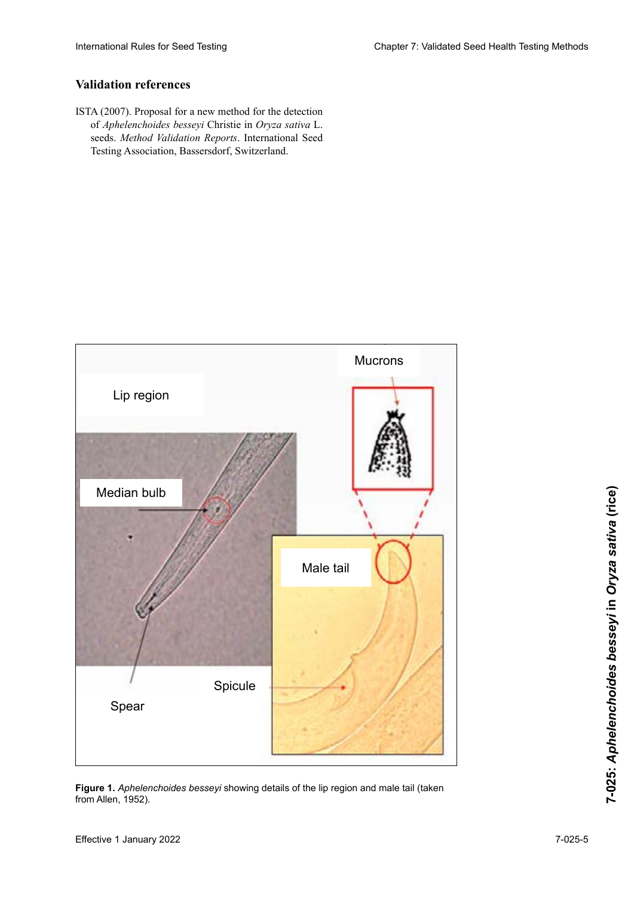## Validation references

ISTA (2007). Proposal for a new method for the detection of *Aphelenchoides besseyi* Christie in *Oryza sativa* L. seeds. *Method Validation Reports*. International Seed Testing Association, Bassersdorf, Switzerland.

**Figure 1.** *Aphelenchoides besseyi* showing details of the lip region and male tail (taken from Allen, 1952).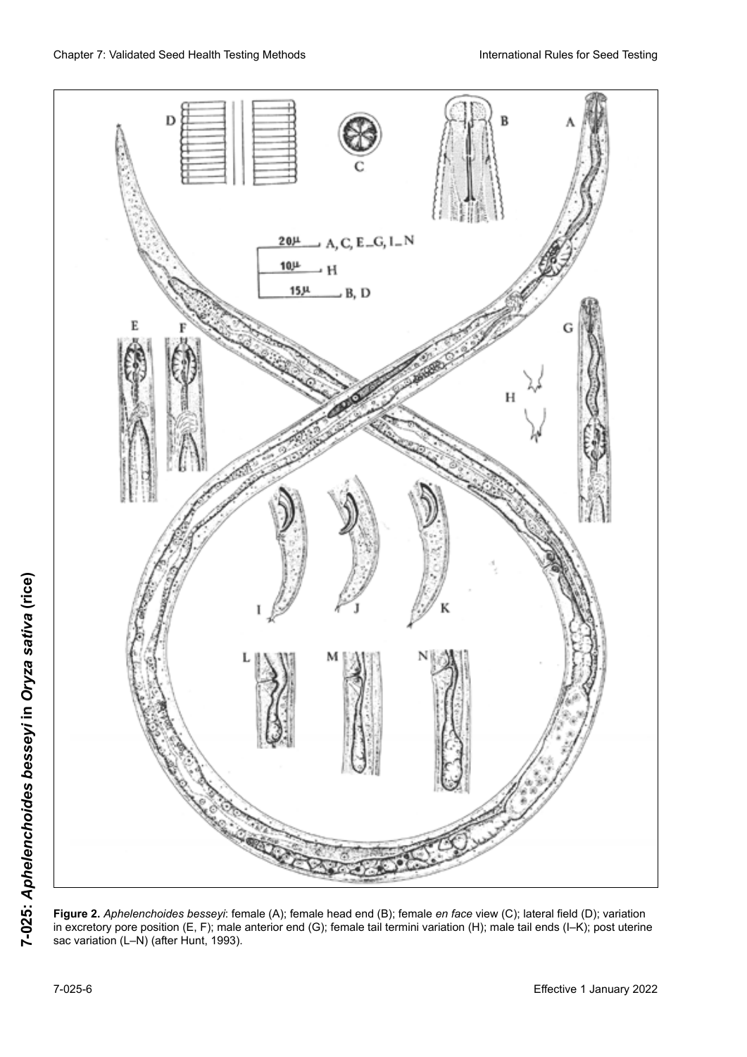**Figure 2.** *Aphelenchoides besseyi*: female (A); female head end (B); female *en face* view (C); lateral field (D); variation in excretory pore position (E, F); male anterior end (G); female tail termini variation (H); male tail ends (I–K); post uterine sac variation (L–N) (after Hunt, 1993).